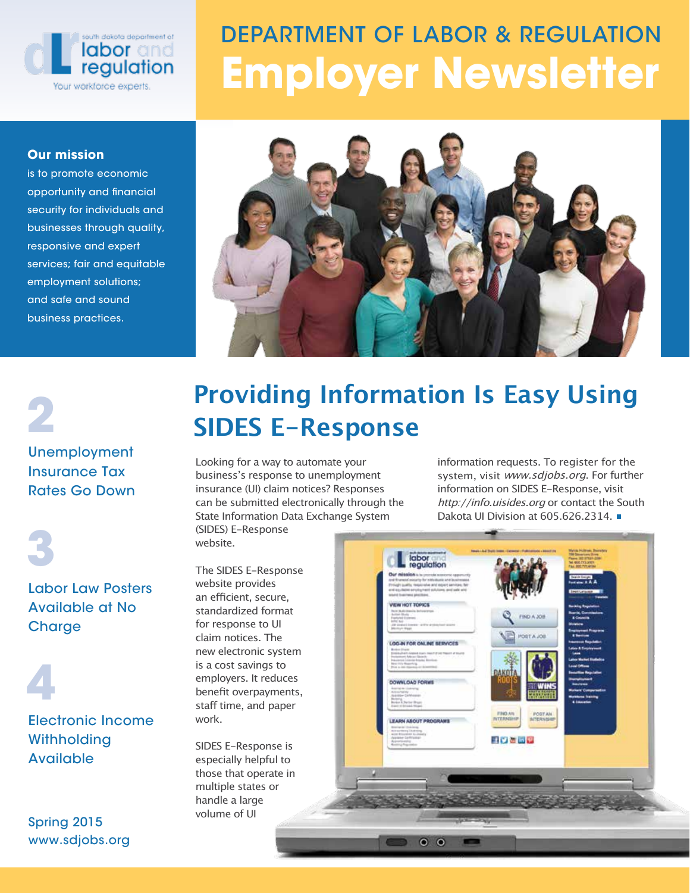south dakota department of labor and regulation

Your workforce experts.

# DEPARTMENT OF LABOR & REGULATION Employer Newsletter

**Our mission** is to promote economic opportunity and financial security for individuals and businesses through quality, responsive and expert services; fair and equitable employment solutions; and safe and sound business practices.

**2** Unemployment Insurance Tax Rates Go Down

**3** Labor Law Posters Available at No Charge

**4** Electronic Income Withholding Available

Spring 2015
www.sdjobs.org

## Providing Information Is Easy Using SIDES E-Response

Looking for a way to automate your business's response to unemployment insurance (UI) claim notices? Responses can be submitted electronically through the State Information Data Exchange System (SIDES) E-Response website.

The SIDES E-Response website provides an efficient, secure, standardized format for response to UI claim notices. The new electronic system is a cost savings to employers. It reduces benefit overpayments, staff time, and paper work.

SIDES E-Response is especially helpful to those that operate in multiple states or handle a large volume of UI information requests. To register for the system, visit *www.sdjobs.org*. For further information on SIDES E-Response, visit *http://info.uisides.org* or contact the South Dakota UI Division at 605.626.2314. ■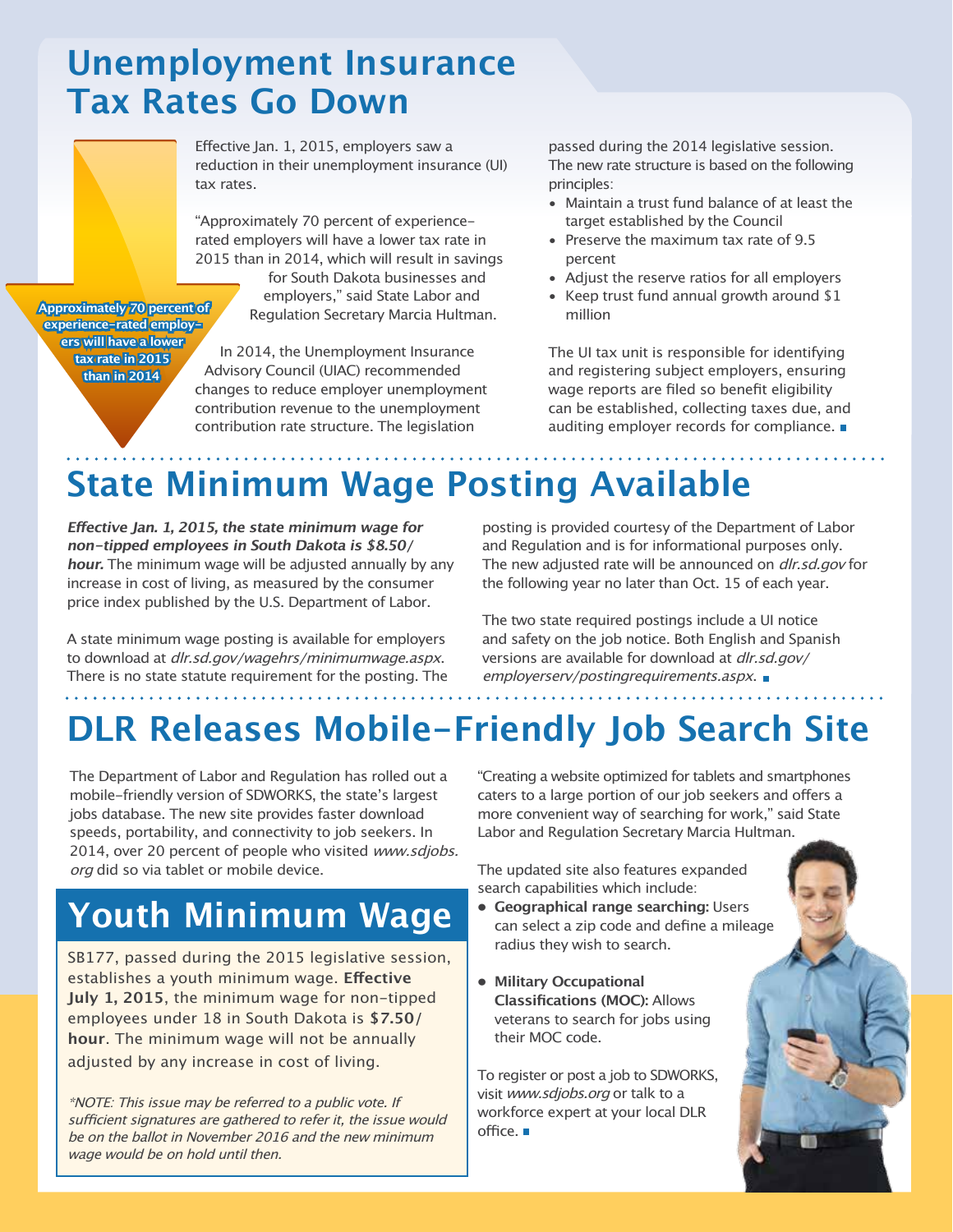# Unemployment Insurance Tax Rates Go Down

**Approximately 70 percent of experience-rated employers will have a lower tax rate in 2015 than in 2014**

Effective Jan. 1, 2015, employers saw a reduction in their unemployment insurance (UI) tax rates.

"Approximately 70 percent of experience-rated employers will have a lower tax rate in 2015 than in 2014, which will result in savings for South Dakota businesses and employers," said State Labor and Regulation Secretary Marcia Hultman.

In 2014, the Unemployment Insurance Advisory Council (UIAC) recommended changes to reduce employer unemployment contribution revenue to the unemployment contribution rate structure. The legislation passed during the 2014 legislative session. The new rate structure is based on the following principles:

- Maintain a trust fund balance of at least the target established by the Council
- Preserve the maximum tax rate of 9.5 percent
- Adjust the reserve ratios for all employers
- Keep trust fund annual growth around $1 million

The UI tax unit is responsible for identifying and registering subject employers, ensuring wage reports are filed so benefit eligibility can be established, collecting taxes due, and auditing employer records for compliance.

# State Minimum Wage Posting Available

***Effective Jan. 1, 2015, the state minimum wage for non-tipped employees in South Dakota is $8.50/hour.*** The minimum wage will be adjusted annually by any increase in cost of living, as measured by the consumer price index published by the U.S. Department of Labor.

A state minimum wage posting is available for employers to download at *dlr.sd.gov/wagehrs/minimumwage.aspx*. There is no state statute requirement for the posting. The posting is provided courtesy of the Department of Labor and Regulation and is for informational purposes only. The new adjusted rate will be announced on *dlr.sd.gov* for the following year no later than Oct. 15 of each year.

The two state required postings include a UI notice and safety on the job notice. Both English and Spanish versions are available for download at *dlr.sd.gov/employerserv/postingrequirements.aspx*.

# DLR Releases Mobile-Friendly Job Search Site

The Department of Labor and Regulation has rolled out a mobile-friendly version of SDWORKS, the state's largest jobs database. The new site provides faster download speeds, portability, and connectivity to job seekers. In 2014, over 20 percent of people who visited *www.sdjobs.org* did so via tablet or mobile device.

"Creating a website optimized for tablets and smartphones caters to a large portion of our job seekers and offers a more convenient way of searching for work," said State Labor and Regulation Secretary Marcia Hultman.

The updated site also features expanded search capabilities which include:

- **Geographical range searching:** Users can select a zip code and define a mileage radius they wish to search.
- **Military Occupational Classifications (MOC):** Allows veterans to search for jobs using their MOC code.

To register or post a job to SDWORKS, visit *www.sdjobs.org* or talk to a workforce expert at your local DLR office.

## Youth Minimum Wage

SB177, passed during the 2015 legislative session, establishes a youth minimum wage. **Effective July 1, 2015**, the minimum wage for non-tipped employees under 18 in South Dakota is **$7.50/hour**. The minimum wage will not be annually adjusted by any increase in cost of living.

*\*NOTE: This issue may be referred to a public vote. If sufficient signatures are gathered to refer it, the issue would be on the ballot in November 2016 and the new minimum wage would be on hold until then.*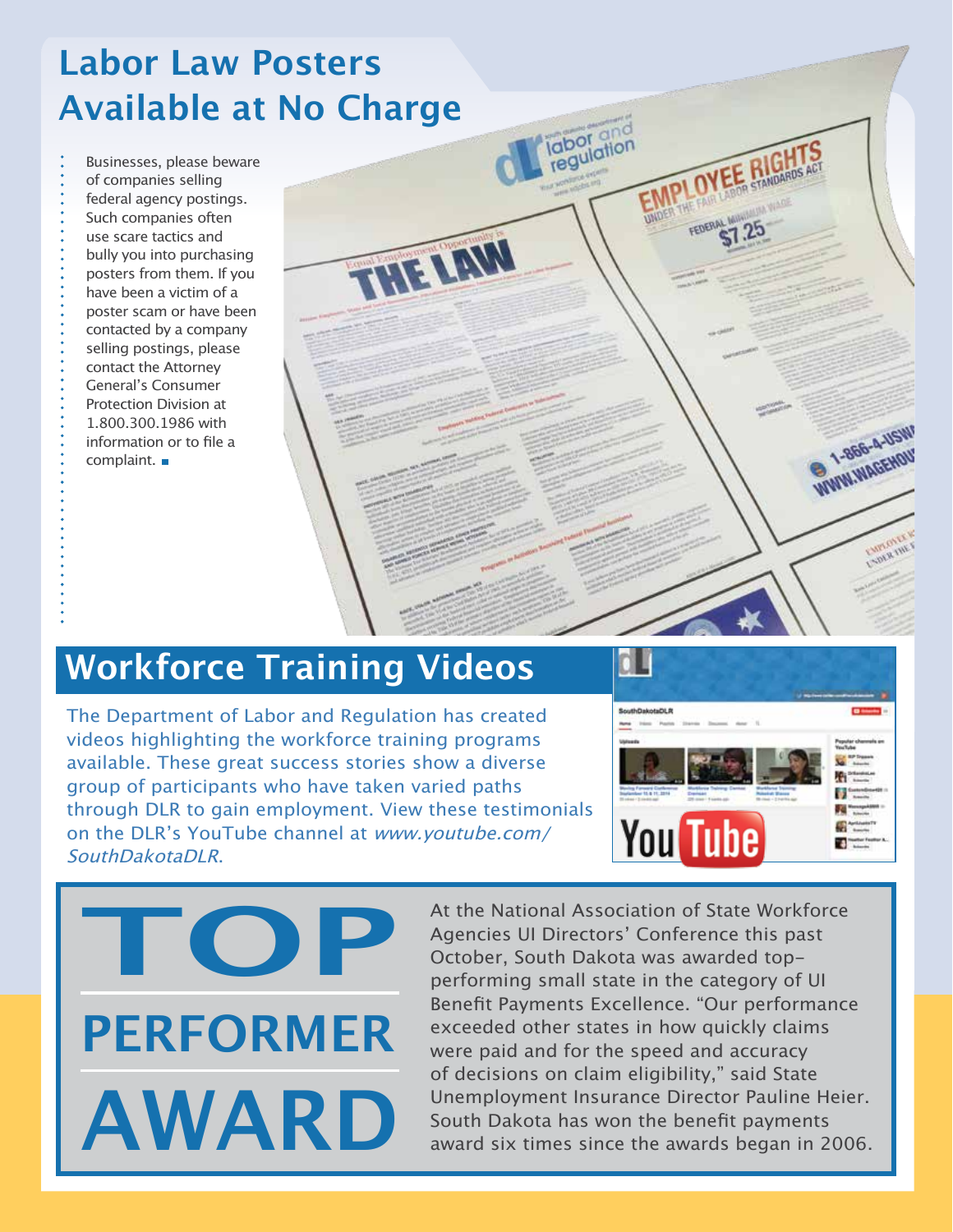## Labor Law Posters Available at No Charge

Businesses, please beware of companies selling federal agency postings. Such companies often use scare tactics and bully you into purchasing posters from them. If you have been a victim of a poster scam or have been contacted by a company selling postings, please contact the Attorney General's Consumer Protection Division at 1.800.300.1986 with information or to file a complaint.

## Workforce Training Videos

The Department of Labor and Regulation has created videos highlighting the workforce training programs available. These great success stories show a diverse group of participants who have taken varied paths through DLR to gain employment. View these testimonials on the DLR's YouTube channel at *www.youtube.com/SouthDakotaDLR*.

## TOP PERFORMER AWARD

At the National Association of State Workforce Agencies UI Directors' Conference this past October, South Dakota was awarded top-performing small state in the category of UI Benefit Payments Excellence. "Our performance exceeded other states in how quickly claims were paid and for the speed and accuracy of decisions on claim eligibility," said State Unemployment Insurance Director Pauline Heier. South Dakota has won the benefit payments award six times since the awards began in 2006.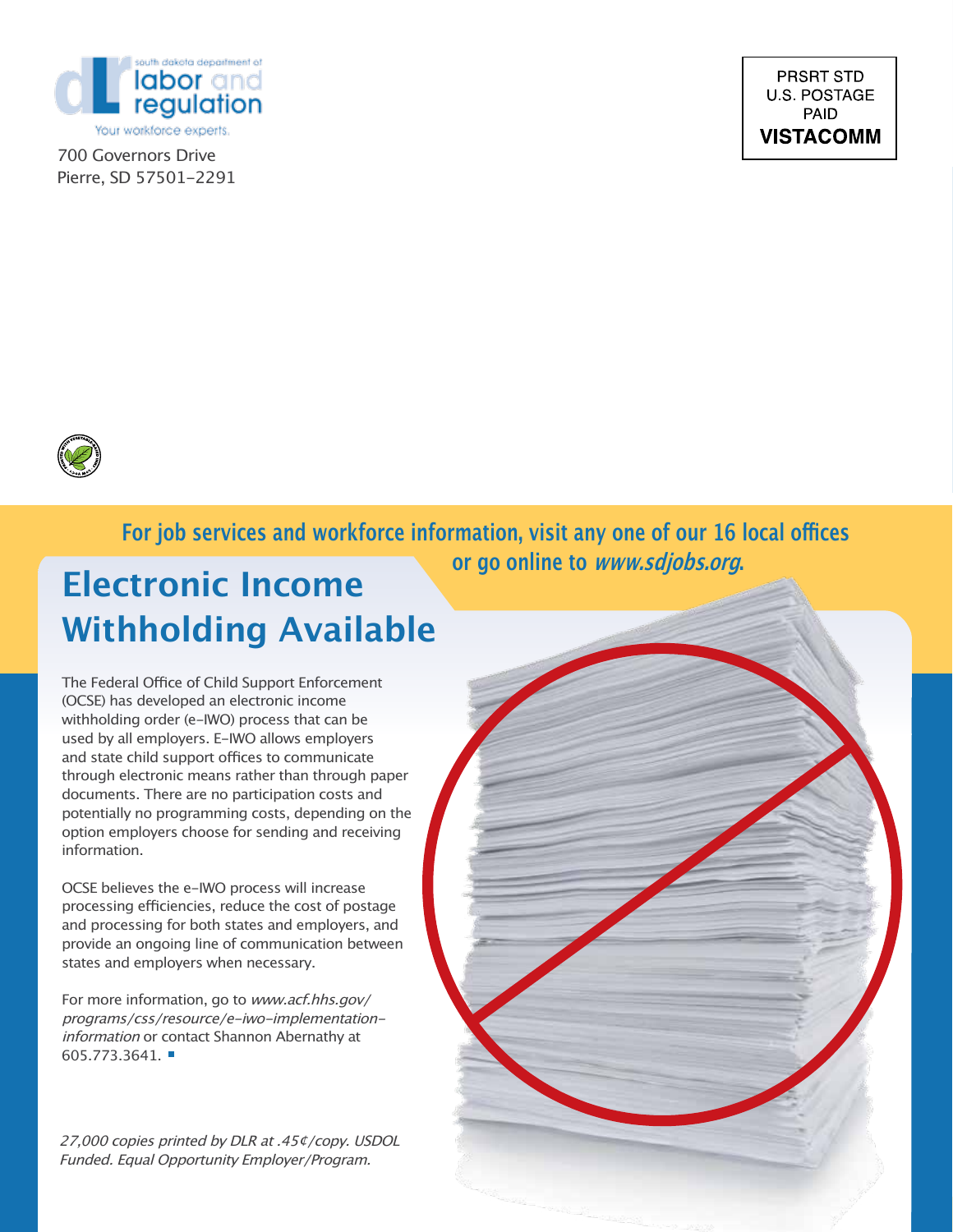south dakota department of labor and regulation

Your workforce experts.

700 Governors Drive
Pierre, SD 57501-2291

PRSRT STD
U.S. POSTAGE
PAID
VISTACOMM

**For job services and workforce information, visit any one of our 16 local offices or go online to *www.sdjobs.org*.**

# Electronic Income Withholding Available

The Federal Office of Child Support Enforcement (OCSE) has developed an electronic income withholding order (e-IWO) process that can be used by all employers. E-IWO allows employers and state child support offices to communicate through electronic means rather than through paper documents. There are no participation costs and potentially no programming costs, depending on the option employers choose for sending and receiving information.

OCSE believes the e-IWO process will increase processing efficiencies, reduce the cost of postage and processing for both states and employers, and provide an ongoing line of communication between states and employers when necessary.

For more information, go to *www.acf.hhs.gov/programs/css/resource/e-iwo-implementation-information* or contact Shannon Abernathy at 605.773.3641. ■

*27,000 copies printed by DLR at .45¢/copy. USDOL Funded. Equal Opportunity Employer/Program.*